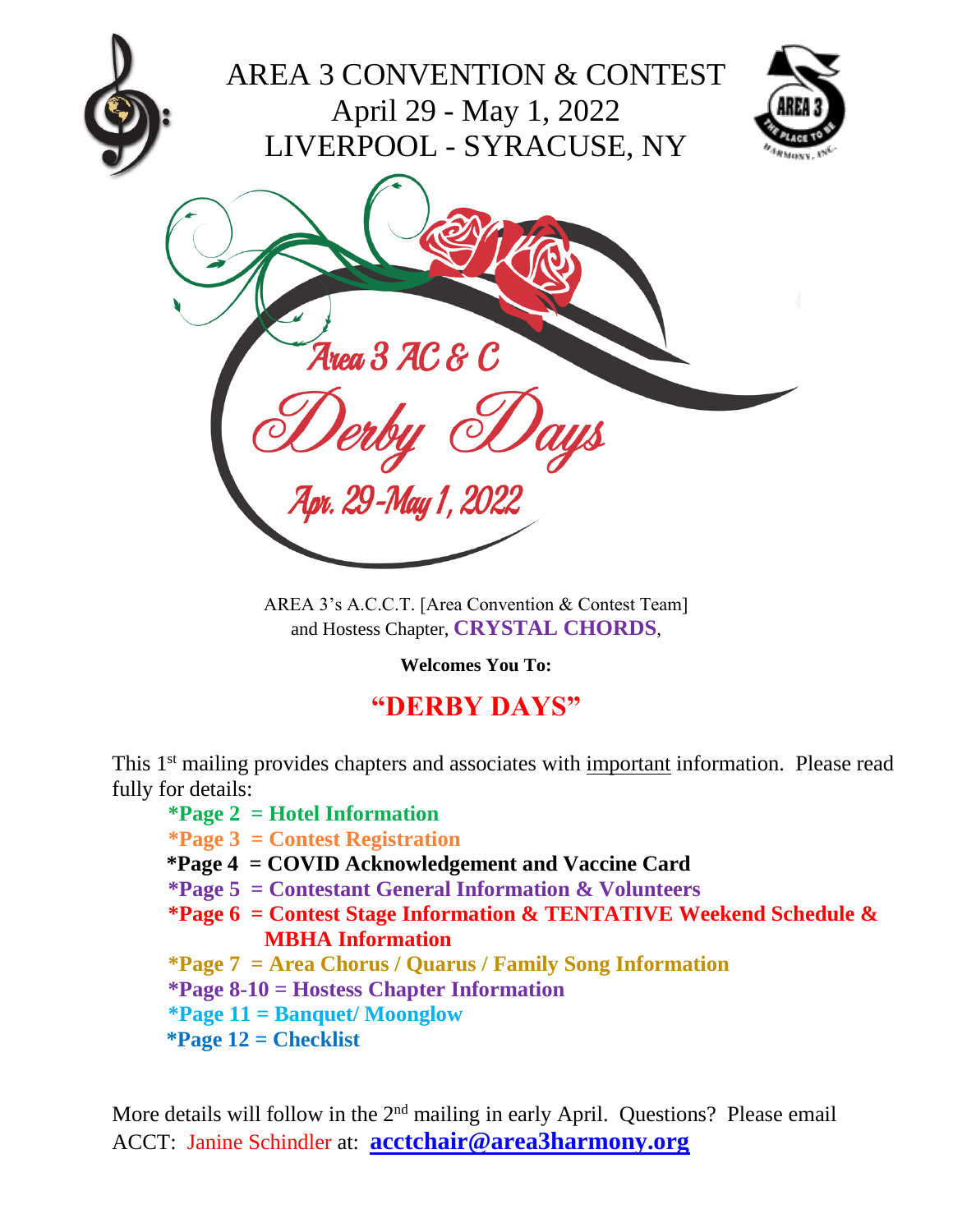# AREA 3 CONVENTION & CONTEST
## April 29 - May 1, 2022
## LIVERPOOL - SYRACUSE, NY

Area 3 AC & C

Derby Days

Apr. 29-May 1, 2022

AREA 3's A.C.C.T. [Area Convention & Contest Team]
and Hostess Chapter, **CRYSTAL CHORDS**,

**Welcomes You To:**

## "DERBY DAYS"

This 1st mailing provides chapters and associates with important information. Please read fully for details:

- **\*Page 2 = Hotel Information**
- **\*Page 3 = Contest Registration**
- **\*Page 4 = COVID Acknowledgement and Vaccine Card**
- **\*Page 5 = Contestant General Information & Volunteers**
- **\*Page 6 = Contest Stage Information & TENTATIVE Weekend Schedule & MBHA Information**
- **\*Page 7 = Area Chorus / Quarus / Family Song Information**
- **\*Page 8-10 = Hostess Chapter Information**
- **\*Page 11 = Banquet/ Moonglow**
- **\*Page 12 = Checklist**

More details will follow in the 2nd mailing in early April. Questions? Please email ACCT: Janine Schindler at: **acctchair@area3harmony.org**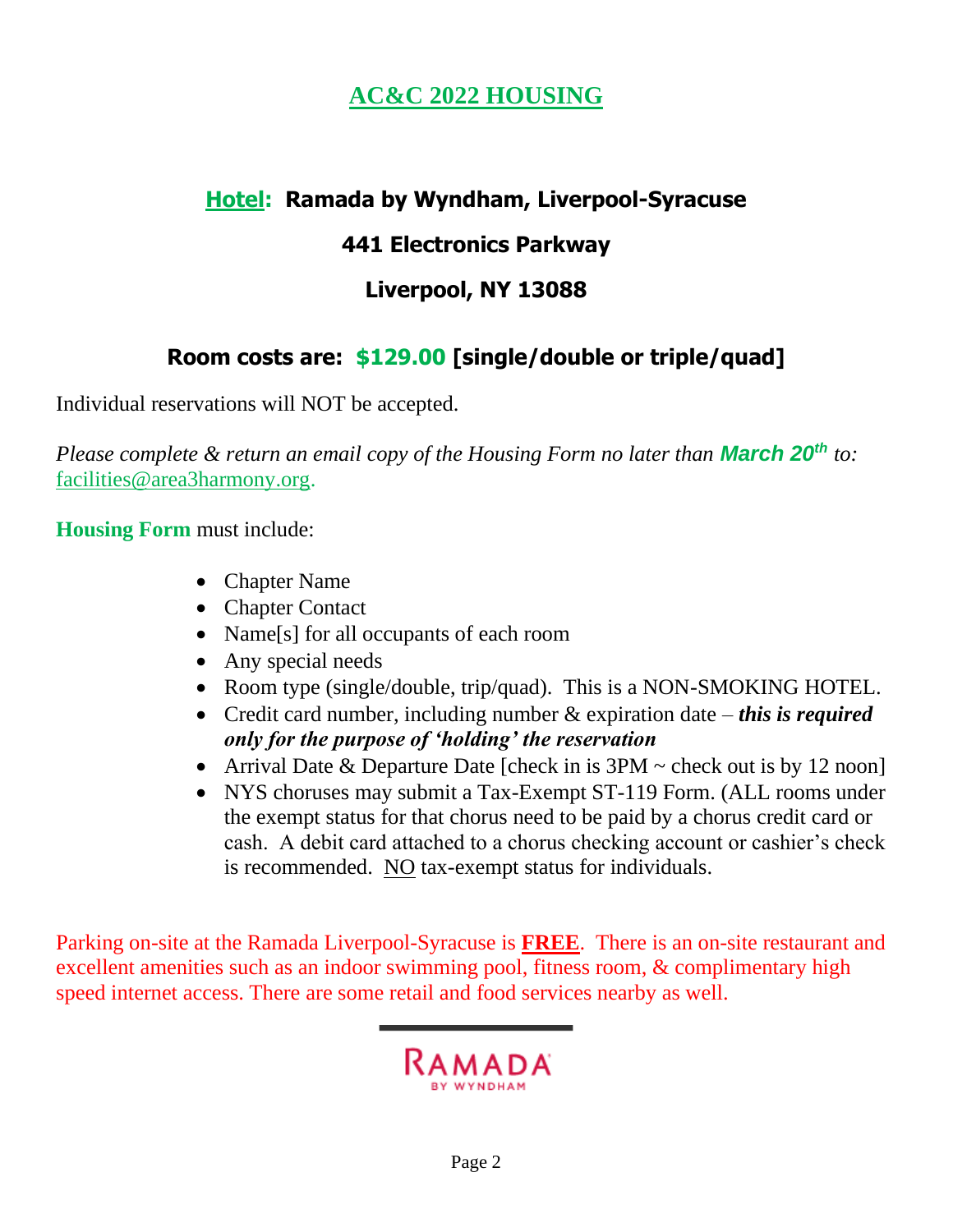# AC&C 2022 HOUSING

## Hotel: Ramada by Wyndham, Liverpool-Syracuse

## 441 Electronics Parkway

## Liverpool, NY 13088

## Room costs are: $129.00 [single/double or triple/quad]

Individual reservations will NOT be accepted.

*Please complete & return an email copy of the Housing Form no later than* ***March 20th*** *to:* facilities@area3harmony.org.

**Housing Form** must include:

- Chapter Name
- Chapter Contact
- Name[s] for all occupants of each room
- Any special needs
- Room type (single/double, trip/quad). This is a NON-SMOKING HOTEL.
- Credit card number, including number & expiration date – ***this is required only for the purpose of 'holding' the reservation***
- Arrival Date & Departure Date [check in is 3PM ~ check out is by 12 noon]
- NYS choruses may submit a Tax-Exempt ST-119 Form. (ALL rooms under the exempt status for that chorus need to be paid by a chorus credit card or cash. A debit card attached to a chorus checking account or cashier's check is recommended. NO tax-exempt status for individuals.

Parking on-site at the Ramada Liverpool-Syracuse is **FREE**. There is an on-site restaurant and excellent amenities such as an indoor swimming pool, fitness room, & complimentary high speed internet access. There are some retail and food services nearby as well.

RAMADA BY WYNDHAM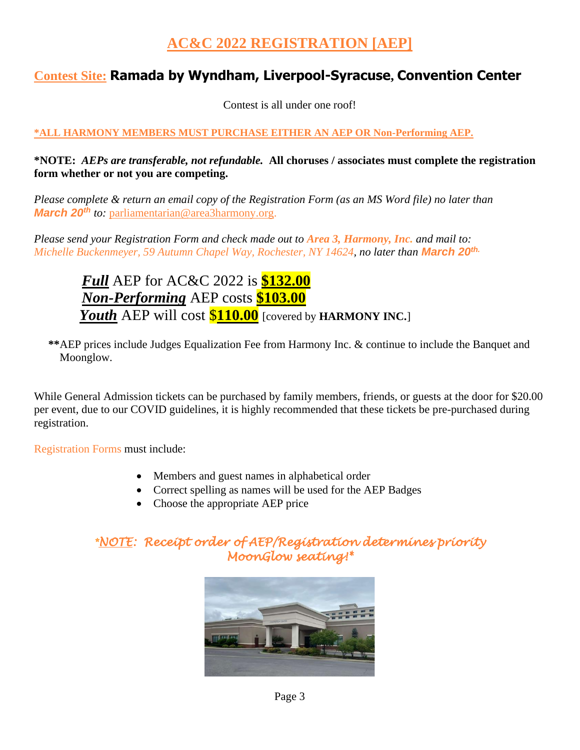# AC&C 2022 REGISTRATION [AEP]

## Contest Site: Ramada by Wyndham, Liverpool-Syracuse, Convention Center

Contest is all under one roof!

**\*ALL HARMONY MEMBERS MUST PURCHASE EITHER AN AEP OR Non-Performing AEP.**

**\*NOTE:** ***AEPs are transferable, not refundable.*** **All choruses / associates must complete the registration form whether or not you are competing.**

*Please complete & return an email copy of the Registration Form (as an MS Word file) no later than* ***March 20th*** *to:* parliamentarian@area3harmony.org.

*Please send your Registration Form and check made out to* ***Area 3, Harmony, Inc.*** *and mail to: Michelle Buckenmeyer, 59 Autumn Chapel Way, Rochester, NY 14624, no later than* ***March 20th.***

***Full*** AEP for AC&C 2022 is **$132.00**
***Non-Performing*** AEP costs **$103.00**
***Youth*** AEP will cost **$110.00** [covered by **HARMONY INC.**]

**\*\***AEP prices include Judges Equalization Fee from Harmony Inc. & continue to include the Banquet and Moonglow.

While General Admission tickets can be purchased by family members, friends, or guests at the door for $20.00 per event, due to our COVID guidelines, it is highly recommended that these tickets be pre-purchased during registration.

Registration Forms must include:

- Members and guest names in alphabetical order
- Correct spelling as names will be used for the AEP Badges
- Choose the appropriate AEP price

***\*NOTE: Receipt order of AEP/Registration determines priority MoonGlow seating!\****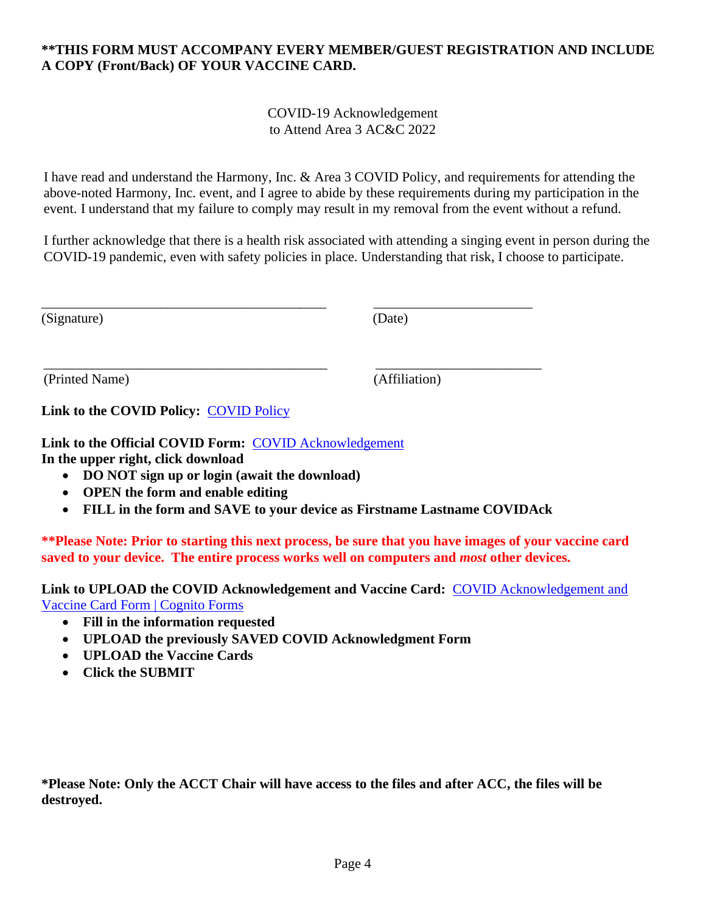**\*\*THIS FORM MUST ACCOMPANY EVERY MEMBER/GUEST REGISTRATION AND INCLUDE A COPY (Front/Back) OF YOUR VACCINE CARD.**

COVID-19 Acknowledgement
to Attend Area 3 AC&C 2022

I have read and understand the Harmony, Inc. & Area 3 COVID Policy, and requirements for attending the above-noted Harmony, Inc. event, and I agree to abide by these requirements during my participation in the event. I understand that my failure to comply may result in my removal from the event without a refund.

I further acknowledge that there is a health risk associated with attending a singing event in person during the COVID-19 pandemic, even with safety policies in place. Understanding that risk, I choose to participate.

| ___________________________________________ | ________________________ |
|---|---|
| (Signature) | (Date) |
| ___________________________________________ | ________________________ |
| (Printed Name) | (Affiliation) |

**Link to the COVID Policy:** [COVID Policy]

**Link to the Official COVID Form:** [COVID Acknowledgement]
**In the upper right, click download**

- **DO NOT sign up or login (await the download)**
- **OPEN the form and enable editing**
- **FILL in the form and SAVE to your device as Firstname Lastname COVIDAck**

**\*\*Please Note: Prior to starting this next process, be sure that you have images of your vaccine card saved to your device. The entire process works well on computers and *most* other devices.**

**Link to UPLOAD the COVID Acknowledgement and Vaccine Card:** [COVID Acknowledgement and Vaccine Card Form | Cognito Forms]

- **Fill in the information requested**
- **UPLOAD the previously SAVED COVID Acknowledgment Form**
- **UPLOAD the Vaccine Cards**
- **Click the SUBMIT**

**\*Please Note: Only the ACCT Chair will have access to the files and after ACC, the files will be destroyed.**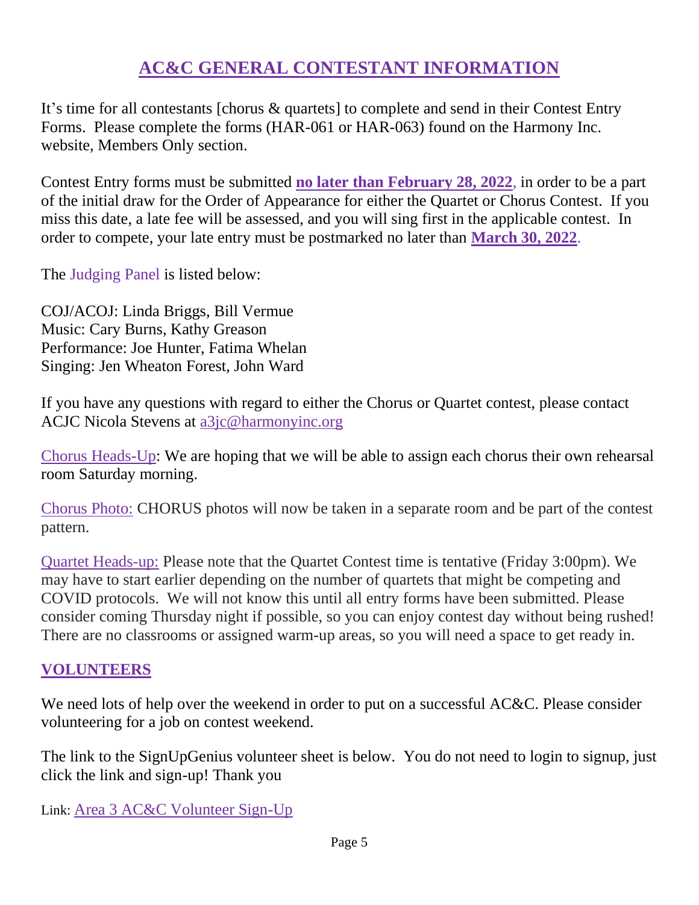# AC&C GENERAL CONTESTANT INFORMATION

It's time for all contestants [chorus & quartets] to complete and send in their Contest Entry Forms. Please complete the forms (HAR-061 or HAR-063) found on the Harmony Inc. website, Members Only section.

Contest Entry forms must be submitted **no later than February 28, 2022**, in order to be a part of the initial draw for the Order of Appearance for either the Quartet or Chorus Contest. If you miss this date, a late fee will be assessed, and you will sing first in the applicable contest. In order to compete, your late entry must be postmarked no later than **March 30, 2022**.

The Judging Panel is listed below:

COJ/ACOJ: Linda Briggs, Bill Vermue
Music: Cary Burns, Kathy Greason
Performance: Joe Hunter, Fatima Whelan
Singing: Jen Wheaton Forest, John Ward

If you have any questions with regard to either the Chorus or Quartet contest, please contact ACJC Nicola Stevens at a3jc@harmonyinc.org

Chorus Heads-Up: We are hoping that we will be able to assign each chorus their own rehearsal room Saturday morning.

Chorus Photo: CHORUS photos will now be taken in a separate room and be part of the contest pattern.

Quartet Heads-up: Please note that the Quartet Contest time is tentative (Friday 3:00pm). We may have to start earlier depending on the number of quartets that might be competing and COVID protocols. We will not know this until all entry forms have been submitted. Please consider coming Thursday night if possible, so you can enjoy contest day without being rushed! There are no classrooms or assigned warm-up areas, so you will need a space to get ready in.

## VOLUNTEERS

We need lots of help over the weekend in order to put on a successful AC&C. Please consider volunteering for a job on contest weekend.

The link to the SignUpGenius volunteer sheet is below. You do not need to login to signup, just click the link and sign-up! Thank you

Link: Area 3 AC&C Volunteer Sign-Up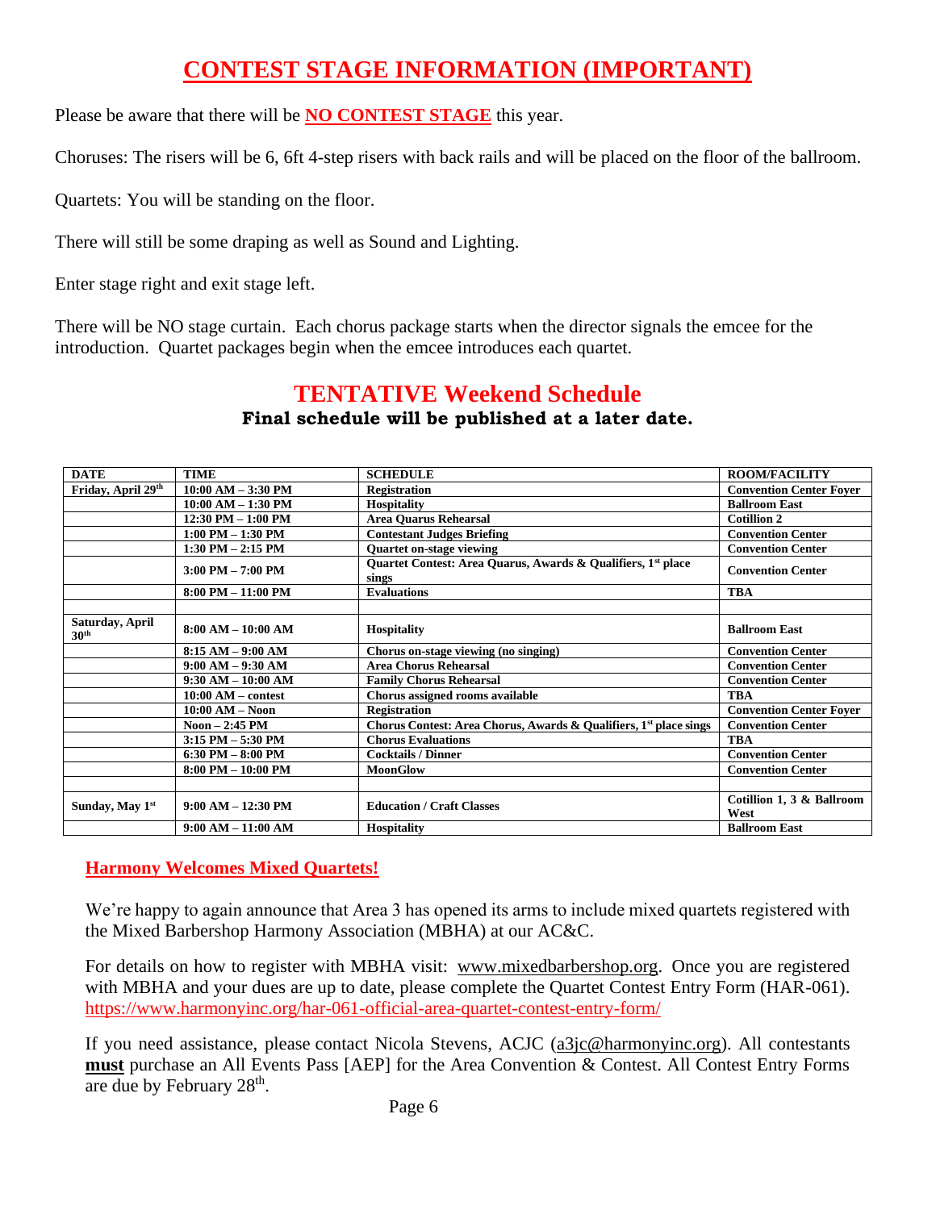# CONTEST STAGE INFORMATION (IMPORTANT)

Please be aware that there will be **NO CONTEST STAGE** this year.

Choruses: The risers will be 6, 6ft 4-step risers with back rails and will be placed on the floor of the ballroom.

Quartets: You will be standing on the floor.

There will still be some draping as well as Sound and Lighting.

Enter stage right and exit stage left.

There will be NO stage curtain. Each chorus package starts when the director signals the emcee for the introduction. Quartet packages begin when the emcee introduces each quartet.

## TENTATIVE Weekend Schedule

**Final schedule will be published at a later date.**

| DATE | TIME | SCHEDULE | ROOM/FACILITY |
|---|---|---|---|
| Friday, April 29th | 10:00 AM – 3:30 PM | Registration | Convention Center Foyer |
| | 10:00 AM – 1:30 PM | Hospitality | Ballroom East |
| | 12:30 PM – 1:00 PM | Area Quarus Rehearsal | Cotillion 2 |
| | 1:00 PM – 1:30 PM | Contestant Judges Briefing | Convention Center |
| | 1:30 PM – 2:15 PM | Quartet on-stage viewing | Convention Center |
| | 3:00 PM – 7:00 PM | Quartet Contest: Area Quarus, Awards & Qualifiers, 1st place sings | Convention Center |
| | 8:00 PM – 11:00 PM | Evaluations | TBA |
| | | | |
| Saturday, April 30th | 8:00 AM – 10:00 AM | Hospitality | Ballroom East |
| | 8:15 AM – 9:00 AM | Chorus on-stage viewing (no singing) | Convention Center |
| | 9:00 AM – 9:30 AM | Area Chorus Rehearsal | Convention Center |
| | 9:30 AM – 10:00 AM | Family Chorus Rehearsal | Convention Center |
| | 10:00 AM – contest | Chorus assigned rooms available | TBA |
| | 10:00 AM – Noon | Registration | Convention Center Foyer |
| | Noon – 2:45 PM | Chorus Contest: Area Chorus, Awards & Qualifiers, 1st place sings | Convention Center |
| | 3:15 PM – 5:30 PM | Chorus Evaluations | TBA |
| | 6:30 PM – 8:00 PM | Cocktails / Dinner | Convention Center |
| | 8:00 PM – 10:00 PM | MoonGlow | Convention Center |
| | | | |
| Sunday, May 1st | 9:00 AM – 12:30 PM | Education / Craft Classes | Cotillion 1, 3 & Ballroom West |
| | 9:00 AM – 11:00 AM | Hospitality | Ballroom East |

### Harmony Welcomes Mixed Quartets!

We're happy to again announce that Area 3 has opened its arms to include mixed quartets registered with the Mixed Barbershop Harmony Association (MBHA) at our AC&C.

For details on how to register with MBHA visit: www.mixedbarbershop.org. Once you are registered with MBHA and your dues are up to date, please complete the Quartet Contest Entry Form (HAR-061). https://www.harmonyinc.org/har-061-official-area-quartet-contest-entry-form/

If you need assistance, please contact Nicola Stevens, ACJC (a3jc@harmonyinc.org). All contestants **must** purchase an All Events Pass [AEP] for the Area Convention & Contest. All Contest Entry Forms are due by February 28th.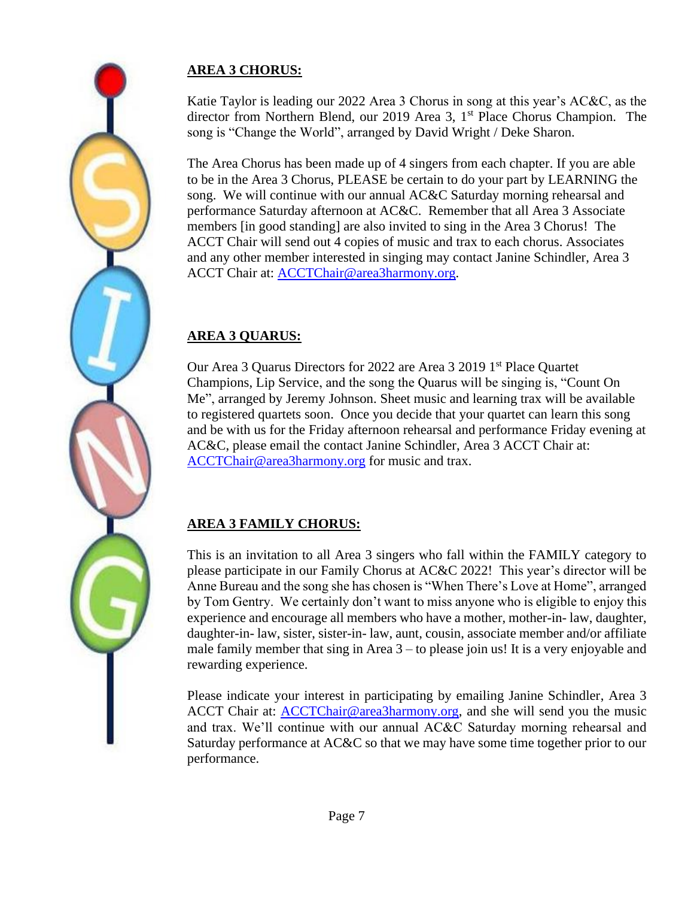## AREA 3 CHORUS:

Katie Taylor is leading our 2022 Area 3 Chorus in song at this year's AC&C, as the director from Northern Blend, our 2019 Area 3, 1st Place Chorus Champion. The song is "Change the World", arranged by David Wright / Deke Sharon.

The Area Chorus has been made up of 4 singers from each chapter. If you are able to be in the Area 3 Chorus, PLEASE be certain to do your part by LEARNING the song. We will continue with our annual AC&C Saturday morning rehearsal and performance Saturday afternoon at AC&C. Remember that all Area 3 Associate members [in good standing] are also invited to sing in the Area 3 Chorus! The ACCT Chair will send out 4 copies of music and trax to each chorus. Associates and any other member interested in singing may contact Janine Schindler, Area 3 ACCT Chair at: ACCTChair@area3harmony.org.

## AREA 3 QUARUS:

Our Area 3 Quarus Directors for 2022 are Area 3 2019 1st Place Quartet Champions, Lip Service, and the song the Quarus will be singing is, "Count On Me", arranged by Jeremy Johnson. Sheet music and learning trax will be available to registered quartets soon. Once you decide that your quartet can learn this song and be with us for the Friday afternoon rehearsal and performance Friday evening at AC&C, please email the contact Janine Schindler, Area 3 ACCT Chair at: ACCTChair@area3harmony.org for music and trax.

## AREA 3 FAMILY CHORUS:

This is an invitation to all Area 3 singers who fall within the FAMILY category to please participate in our Family Chorus at AC&C 2022! This year's director will be Anne Bureau and the song she has chosen is "When There's Love at Home", arranged by Tom Gentry. We certainly don't want to miss anyone who is eligible to enjoy this experience and encourage all members who have a mother, mother-in- law, daughter, daughter-in- law, sister, sister-in- law, aunt, cousin, associate member and/or affiliate male family member that sing in Area 3 – to please join us! It is a very enjoyable and rewarding experience.

Please indicate your interest in participating by emailing Janine Schindler, Area 3 ACCT Chair at: ACCTChair@area3harmony.org, and she will send you the music and trax. We'll continue with our annual AC&C Saturday morning rehearsal and Saturday performance at AC&C so that we may have some time together prior to our performance.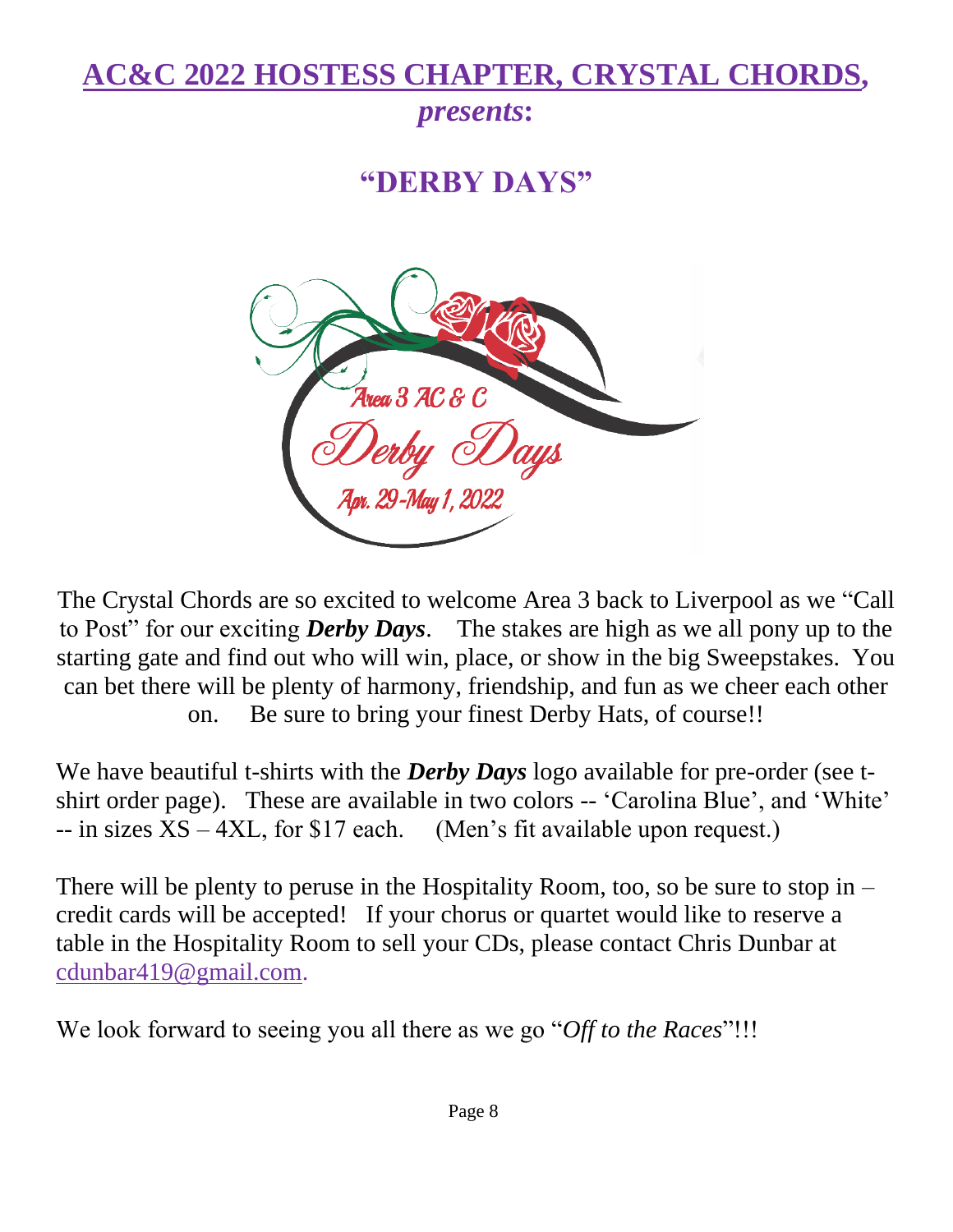# AC&C 2022 HOSTESS CHAPTER, CRYSTAL CHORDS,

*presents:*

## "DERBY DAYS"

Area 3 AC & C

Derby Days

Apr. 29-May 1, 2022

The Crystal Chords are so excited to welcome Area 3 back to Liverpool as we "Call to Post" for our exciting ***Derby Days***. The stakes are high as we all pony up to the starting gate and find out who will win, place, or show in the big Sweepstakes. You can bet there will be plenty of harmony, friendship, and fun as we cheer each other on. Be sure to bring your finest Derby Hats, of course!!

We have beautiful t-shirts with the ***Derby Days*** logo available for pre-order (see t-shirt order page). These are available in two colors -- 'Carolina Blue', and 'White' -- in sizes XS – 4XL, for $17 each. (Men's fit available upon request.)

There will be plenty to peruse in the Hospitality Room, too, so be sure to stop in – credit cards will be accepted! If your chorus or quartet would like to reserve a table in the Hospitality Room to sell your CDs, please contact Chris Dunbar at cdunbar419@gmail.com.

We look forward to seeing you all there as we go "*Off to the Races*"!!!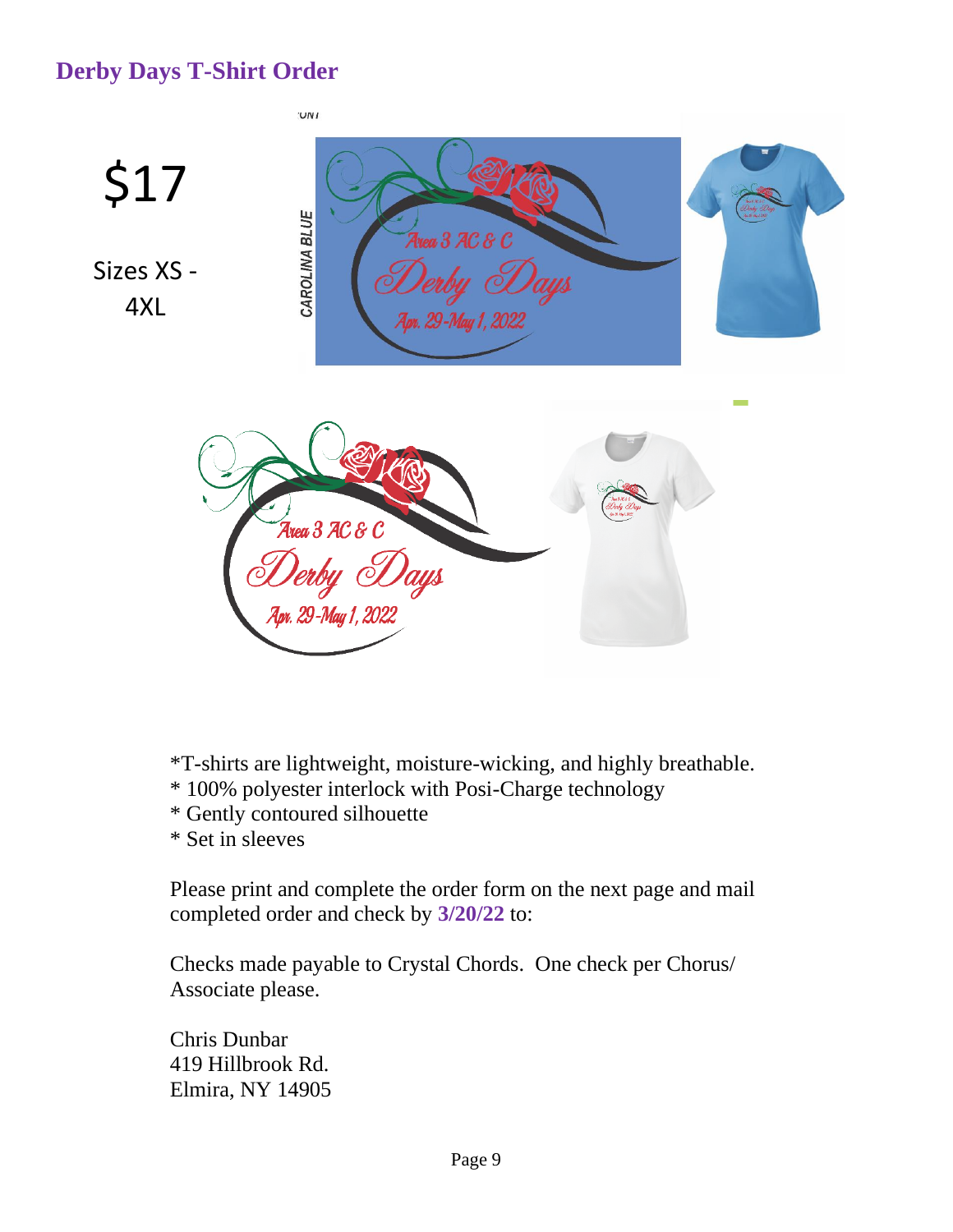## Derby Days T-Shirt Order

$17

Sizes XS - 4XL

CAROLINA BLUE

*T-shirts are lightweight, moisture-wicking, and highly breathable.
* 100% polyester interlock with Posi-Charge technology
* Gently contoured silhouette
* Set in sleeves

Please print and complete the order form on the next page and mail completed order and check by **3/20/22** to:

Checks made payable to Crystal Chords. One check per Chorus/ Associate please.

Chris Dunbar
419 Hillbrook Rd.
Elmira, NY 14905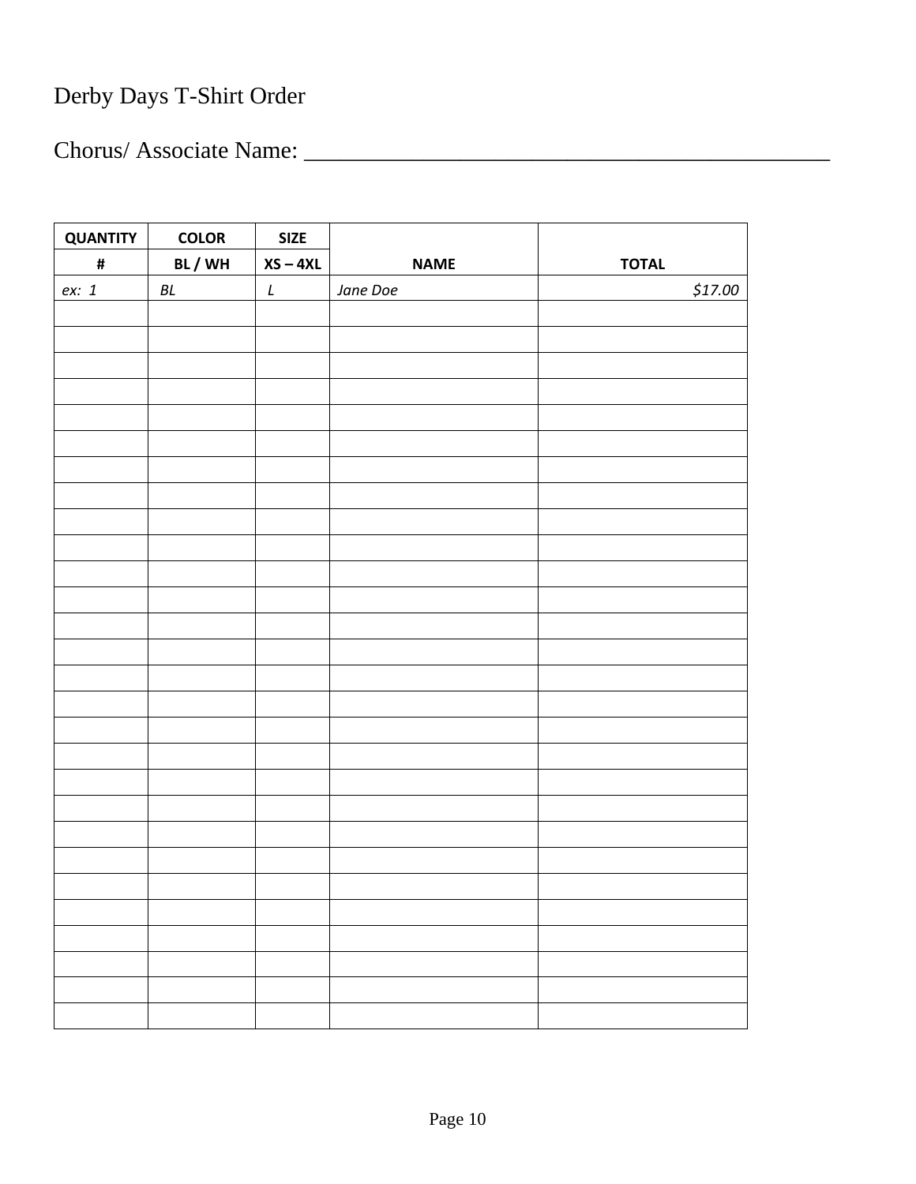Derby Days T-Shirt Order

Chorus/ Associate Name: _______________________________________________

| **QUANTITY** | **COLOR** | **SIZE** | | |
|---|---|---|---|---|
| **#** | **BL / WH** | **XS – 4XL** | **NAME** | **TOTAL** |
| *ex: 1* | *BL* | *L* | *Jane Doe* | *$17.00* |
| | | | | |
| | | | | |
| | | | | |
| | | | | |
| | | | | |
| | | | | |
| | | | | |
| | | | | |
| | | | | |
| | | | | |
| | | | | |
| | | | | |
| | | | | |
| | | | | |
| | | | | |
| | | | | |
| | | | | |
| | | | | |
| | | | | |
| | | | | |
| | | | | |
| | | | | |
| | | | | |
| | | | | |
| | | | | |
| | | | | |
| | | | | |
| | | | | |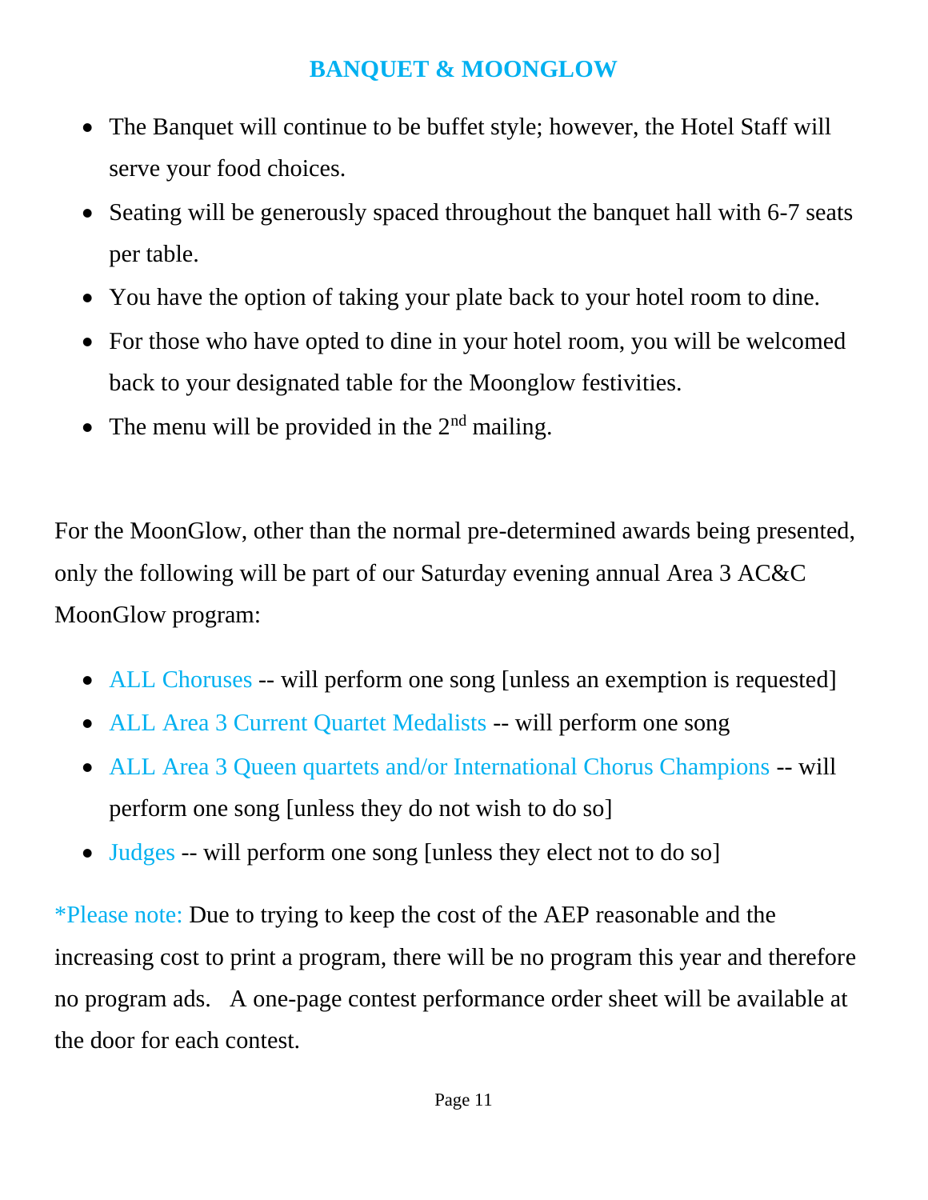## BANQUET & MOONGLOW

- The Banquet will continue to be buffet style; however, the Hotel Staff will serve your food choices.
- Seating will be generously spaced throughout the banquet hall with 6-7 seats per table.
- You have the option of taking your plate back to your hotel room to dine.
- For those who have opted to dine in your hotel room, you will be welcomed back to your designated table for the Moonglow festivities.
- The menu will be provided in the 2nd mailing.

For the MoonGlow, other than the normal pre-determined awards being presented, only the following will be part of our Saturday evening annual Area 3 AC&C MoonGlow program:

- ALL Choruses -- will perform one song [unless an exemption is requested]
- ALL Area 3 Current Quartet Medalists -- will perform one song
- ALL Area 3 Queen quartets and/or International Chorus Champions -- will perform one song [unless they do not wish to do so]
- Judges -- will perform one song [unless they elect not to do so]

*Please note: Due to trying to keep the cost of the AEP reasonable and the increasing cost to print a program, there will be no program this year and therefore no program ads.   A one-page contest performance order sheet will be available at the door for each contest.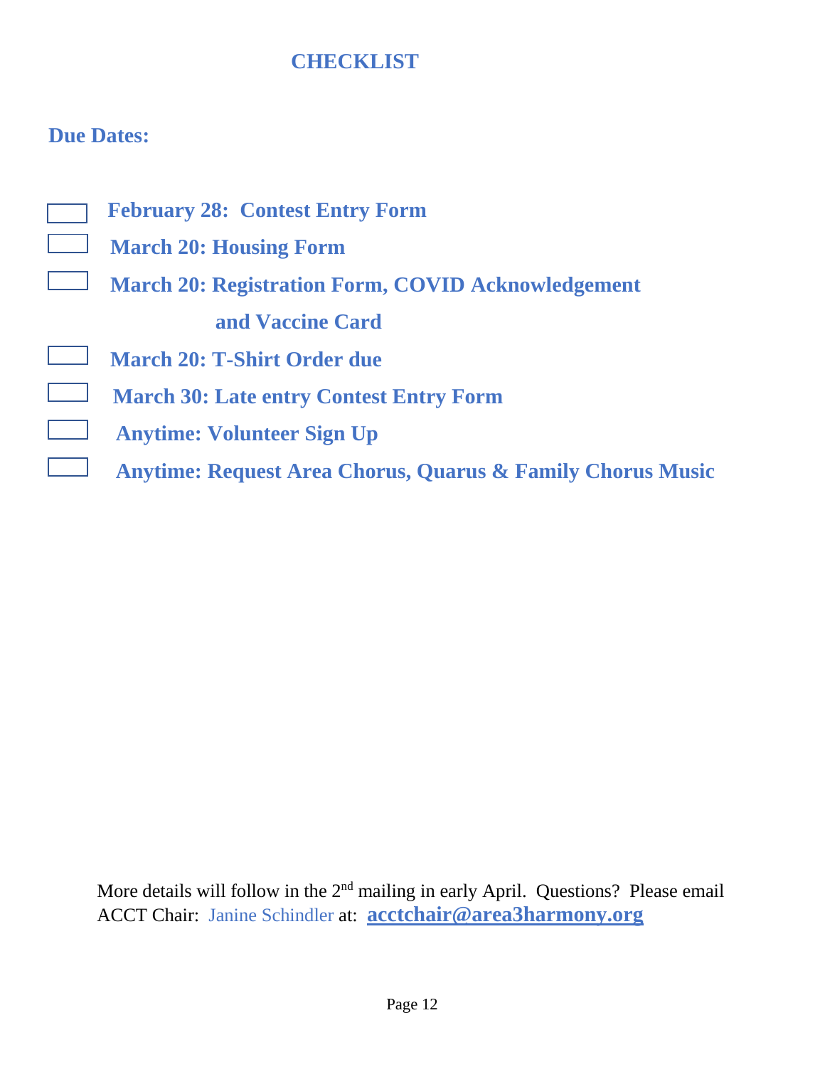# CHECKLIST

## Due Dates:

- [ ] **February 28: Contest Entry Form**
- [ ] **March 20: Housing Form**
- [ ] **March 20: Registration Form, COVID Acknowledgement and Vaccine Card**
- [ ] **March 20: T-Shirt Order due**
- [ ] **March 30: Late entry Contest Entry Form**
- [ ] **Anytime: Volunteer Sign Up**
- [ ] **Anytime: Request Area Chorus, Quarus & Family Chorus Music**

More details will follow in the 2nd mailing in early April. Questions? Please email ACCT Chair: Janine Schindler at: **acctchair@area3harmony.org**